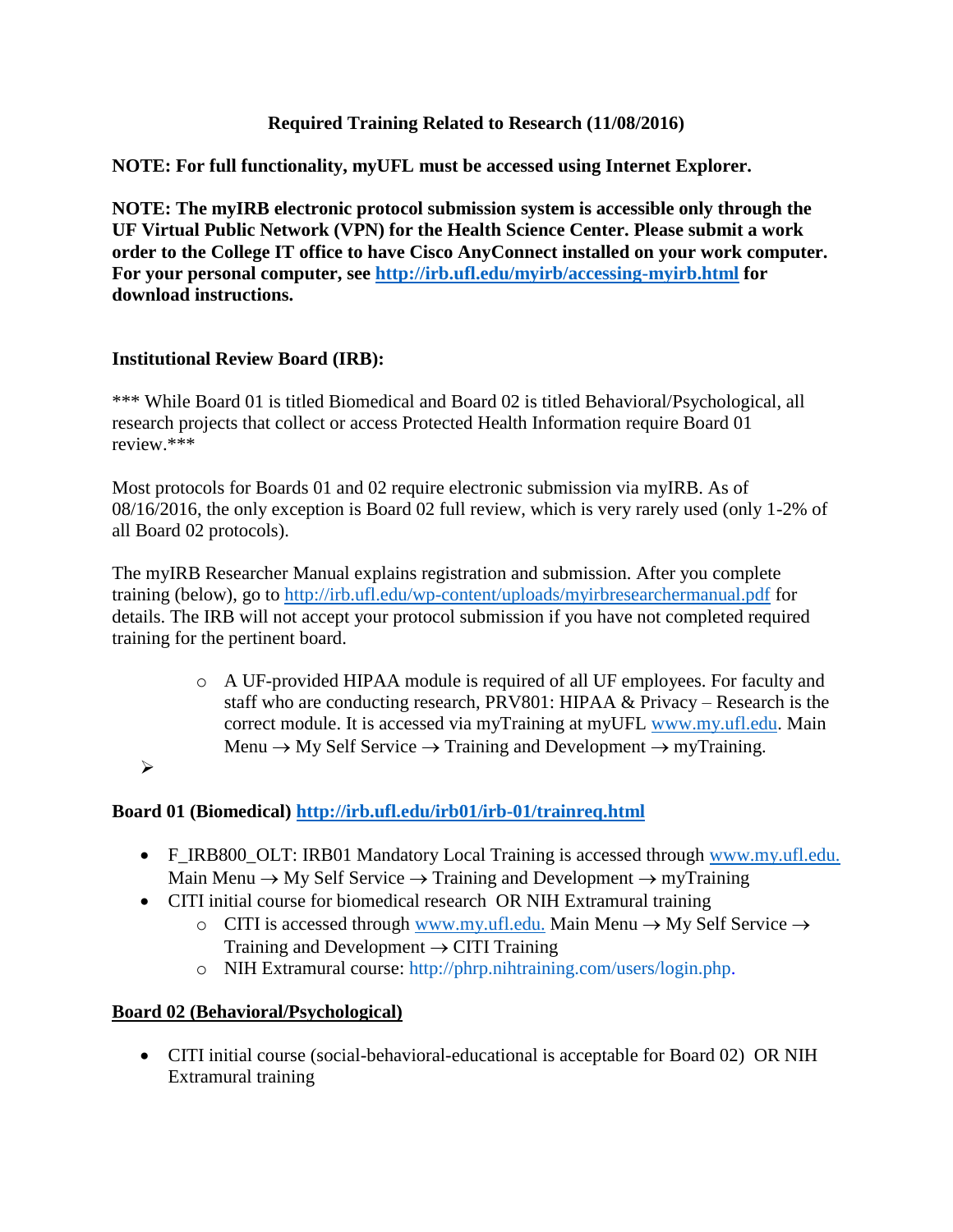**Required Training Related to Research (11/08/2016)**

**NOTE: For full functionality, myUFL must be accessed using Internet Explorer.**

**NOTE: The myIRB electronic protocol submission system is accessible only through the UF Virtual Public Network (VPN) for the Health Science Center. Please submit a work order to the College IT office to have Cisco AnyConnect installed on your work computer. For your personal computer, see http://irb.ufl.edu/myirb/accessing-myirb.html for download instructions.**

**Institutional Review Board (IRB):**

*** While Board 01 is titled Biomedical and Board 02 is titled Behavioral/Psychological, all research projects that collect or access Protected Health Information require Board 01 review.***

Most protocols for Boards 01 and 02 require electronic submission via myIRB. As of 08/16/2016, the only exception is Board 02 full review, which is very rarely used (only 1-2% of all Board 02 protocols).

The myIRB Researcher Manual explains registration and submission. After you complete training (below), go to http://irb.ufl.edu/wp-content/uploads/myirbresearchermanual.pdf for details. The IRB will not accept your protocol submission if you have not completed required training for the pertinent board.

- A UF-provided HIPAA module is required of all UF employees. For faculty and staff who are conducting research, PRV801: HIPAA & Privacy – Research is the correct module. It is accessed via myTraining at myUFL www.my.ufl.edu. Main Menu → My Self Service → Training and Development → myTraining.

**Board 01 (Biomedical) http://irb.ufl.edu/irb01/irb-01/trainreq.html**

- F_IRB800_OLT: IRB01 Mandatory Local Training is accessed through www.my.ufl.edu. Main Menu → My Self Service → Training and Development → myTraining
- CITI initial course for biomedical research OR NIH Extramural training
  - CITI is accessed through www.my.ufl.edu. Main Menu → My Self Service → Training and Development → CITI Training
  - NIH Extramural course: http://phrp.nihtraining.com/users/login.php.

**Board 02 (Behavioral/Psychological)**

- CITI initial course (social-behavioral-educational is acceptable for Board 02) OR NIH Extramural training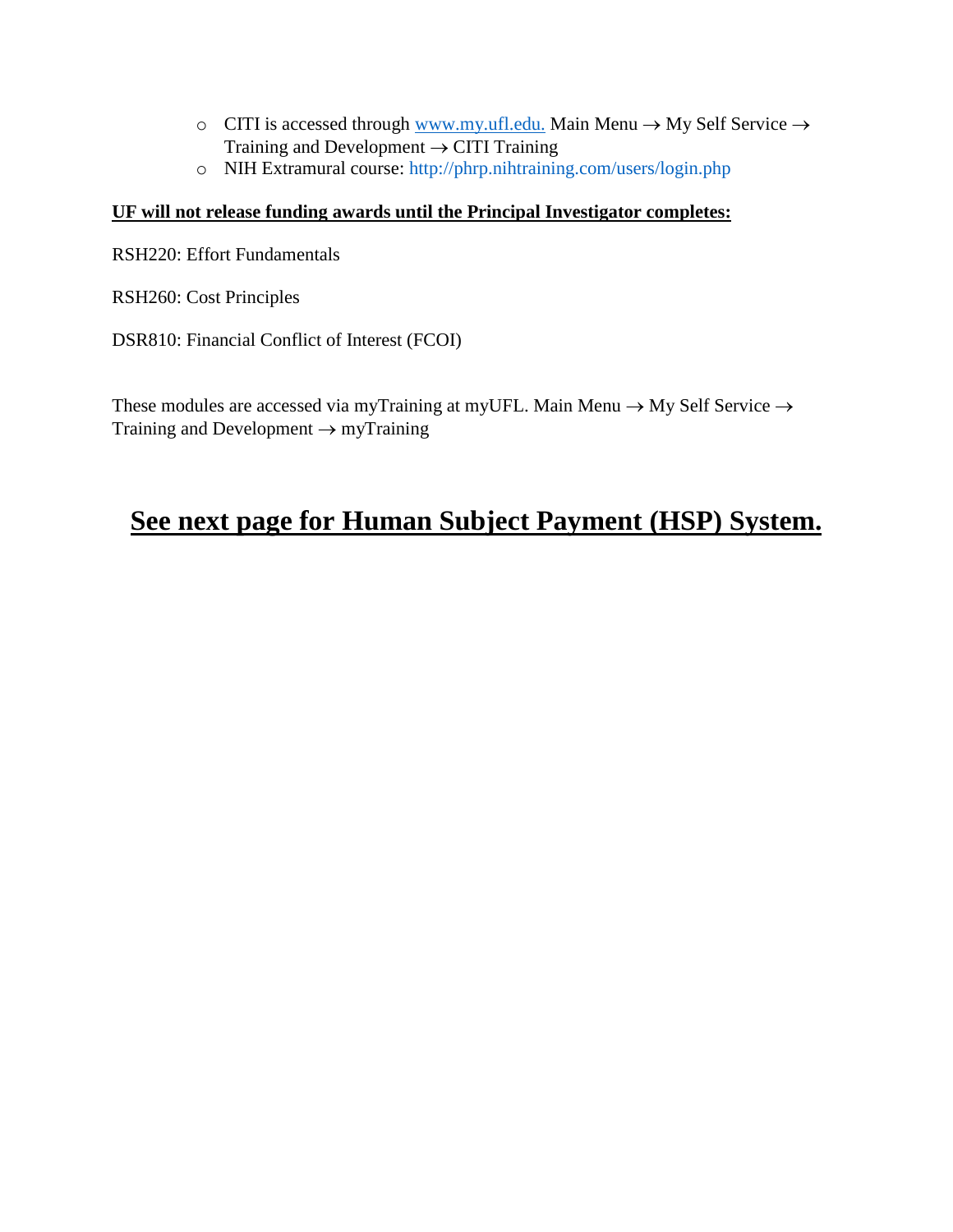- CITI is accessed through www.my.ufl.edu. Main Menu → My Self Service → Training and Development → CITI Training
- NIH Extramural course: http://phrp.nihtraining.com/users/login.php

**UF will not release funding awards until the Principal Investigator completes:**

RSH220: Effort Fundamentals

RSH260: Cost Principles

DSR810: Financial Conflict of Interest (FCOI)

These modules are accessed via myTraining at myUFL. Main Menu → My Self Service → Training and Development → myTraining

## **See next page for Human Subject Payment (HSP) System.**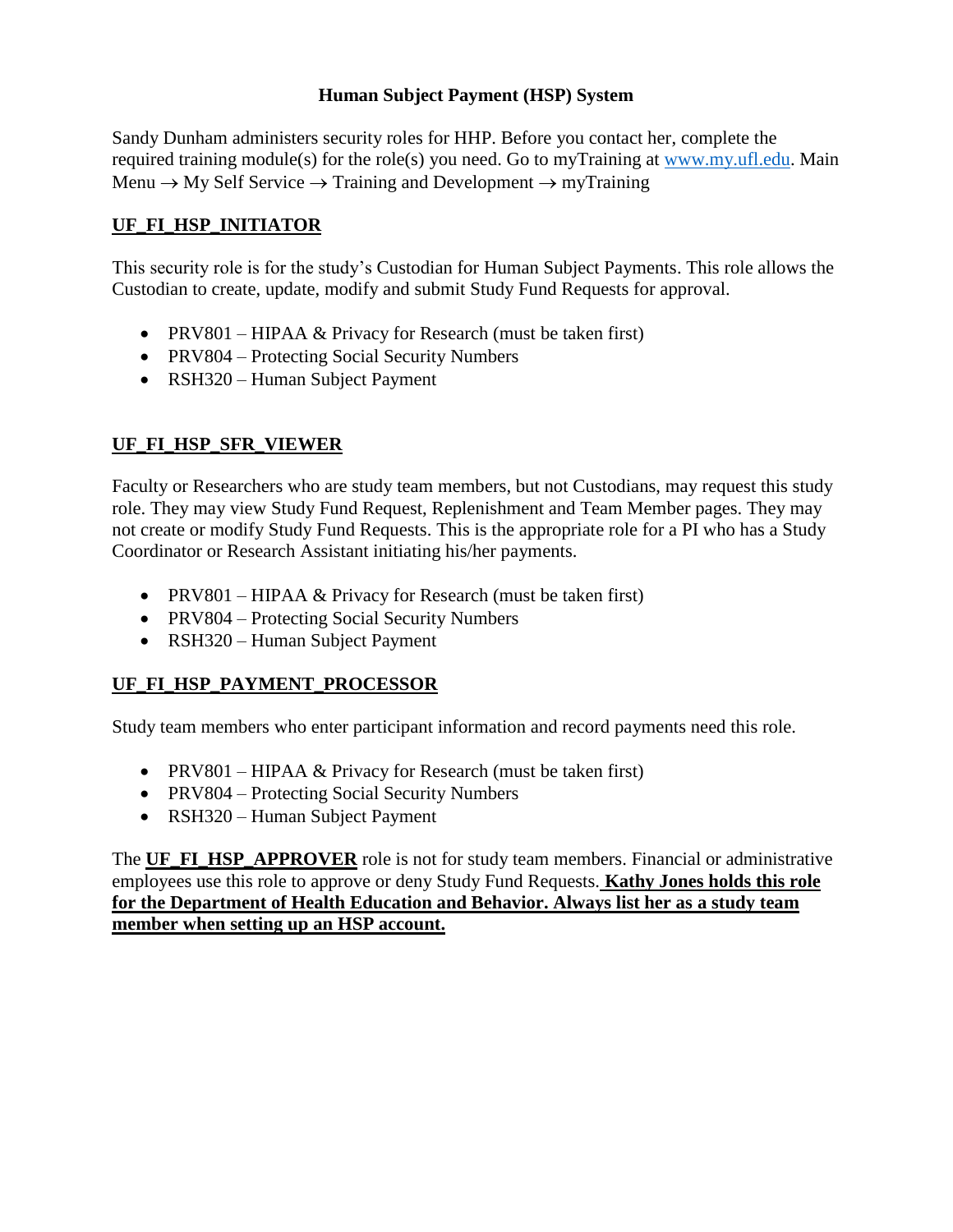**Human Subject Payment (HSP) System**

Sandy Dunham administers security roles for HHP. Before you contact her, complete the required training module(s) for the role(s) you need. Go to myTraining at www.my.ufl.edu. Main Menu → My Self Service → Training and Development → myTraining

## UF_FI_HSP_INITIATOR

This security role is for the study's Custodian for Human Subject Payments. This role allows the Custodian to create, update, modify and submit Study Fund Requests for approval.

- PRV801 – HIPAA & Privacy for Research (must be taken first)
- PRV804 – Protecting Social Security Numbers
- RSH320 – Human Subject Payment

## UF_FI_HSP_SFR_VIEWER

Faculty or Researchers who are study team members, but not Custodians, may request this study role. They may view Study Fund Request, Replenishment and Team Member pages. They may not create or modify Study Fund Requests. This is the appropriate role for a PI who has a Study Coordinator or Research Assistant initiating his/her payments.

- PRV801 – HIPAA & Privacy for Research (must be taken first)
- PRV804 – Protecting Social Security Numbers
- RSH320 – Human Subject Payment

## UF_FI_HSP_PAYMENT_PROCESSOR

Study team members who enter participant information and record payments need this role.

- PRV801 – HIPAA & Privacy for Research (must be taken first)
- PRV804 – Protecting Social Security Numbers
- RSH320 – Human Subject Payment

The **UF_FI_HSP_APPROVER** role is not for study team members. Financial or administrative employees use this role to approve or deny Study Fund Requests. **Kathy Jones holds this role for the Department of Health Education and Behavior. Always list her as a study team member when setting up an HSP account.**